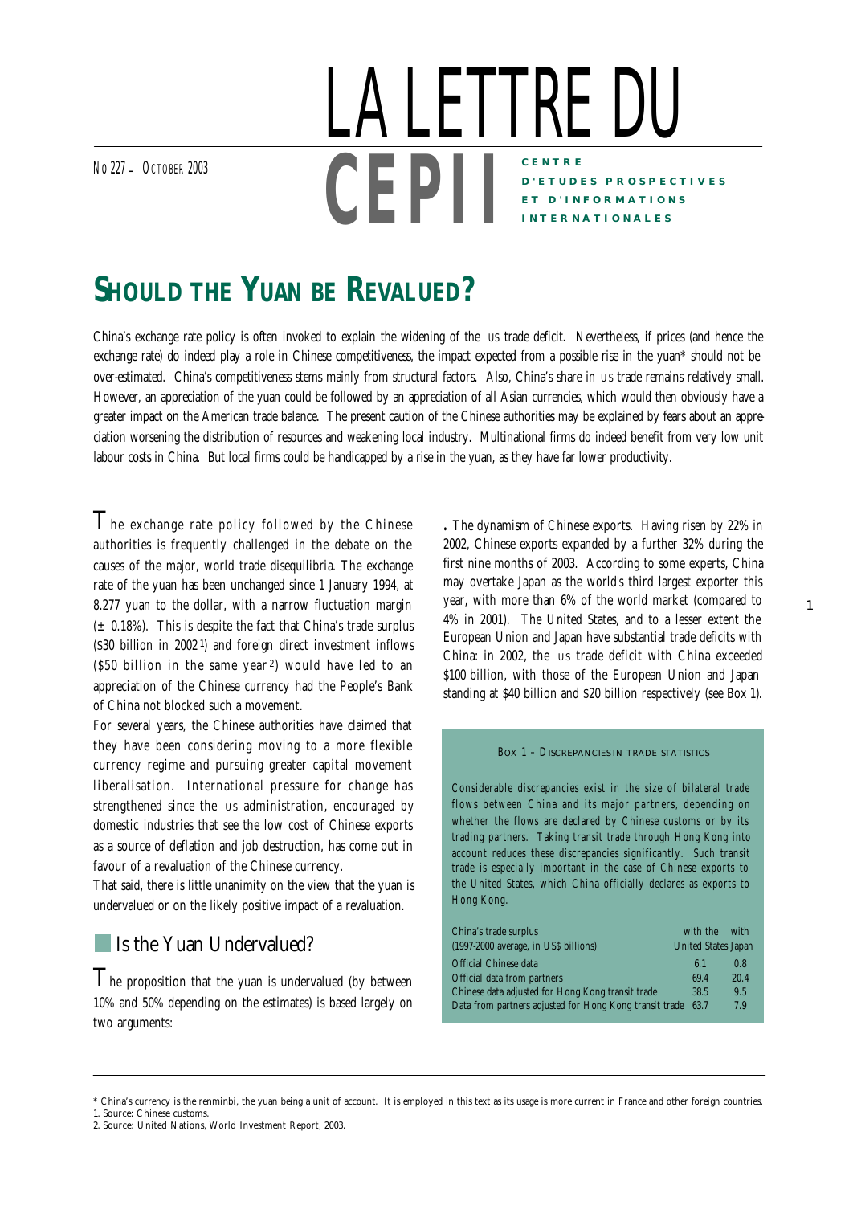# LA LETTRE DU CEPII

No 227 – October 2003

**CENTRE D'ETUDES PROSPECTIVES ET D'INFORMATIONS INTERNATIONALES**

# SHOULD THE YUAN BE REVALUED?

China's exchange rate policy is often invoked to explain the widening of the US trade deficit. Nevertheless, if prices (and hence the exchange rate) do indeed play a role in Chinese competitiveness, the impact expected from a possible rise in the yuan* should not be over-estimated. China's competitiveness stems mainly from structural factors. Also, China's share in US trade remains relatively small. However, an appreciation of the yuan could be followed by an appreciation of all Asian currencies, which would then obviously have a greater impact on the American trade balance. The present caution of the Chinese authorities may be explained by fears about an appreciation worsening the distribution of resources and weakening local industry. Multinational firms do indeed benefit from very low unit labour costs in China. But local firms could be handicapped by a rise in the yuan, as they have far lower productivity.

The exchange rate policy followed by the Chinese authorities is frequently challenged in the debate on the causes of the major, world trade disequilibria. The exchange rate of the yuan has been unchanged since 1 January 1994, at 8.277 yuan to the dollar, with a narrow fluctuation margin (± 0.18%). This is despite the fact that China's trade surplus ($30 billion in 2002[1]) and foreign direct investment inflows ($50 billion in the same year[2]) would have led to an appreciation of the Chinese currency had the People's Bank of China not blocked such a movement.

For several years, the Chinese authorities have claimed that they have been considering moving to a more flexible currency regime and pursuing greater capital movement liberalisation. International pressure for change has strengthened since the US administration, encouraged by domestic industries that see the low cost of Chinese exports as a source of deflation and job destruction, has come out in favour of a revaluation of the Chinese currency.

That said, there is little unanimity on the view that the yuan is undervalued or on the likely positive impact of a revaluation.

## Is the Yuan Undervalued?

The proposition that the yuan is undervalued (by between 10% and 50% depending on the estimates) is based largely on two arguments:

- The dynamism of Chinese exports. Having risen by 22% in 2002, Chinese exports expanded by a further 32% during the first nine months of 2003. According to some experts, China may overtake Japan as the world's third largest exporter this year, with more than 6% of the world market (compared to 4% in 2001). The United States, and to a lesser extent the European Union and Japan have substantial trade deficits with China: in 2002, the US trade deficit with China exceeded $100 billion, with those of the European Union and Japan standing at $40 billion and $20 billion respectively (see Box 1).

> **Box 1 – Discrepancies in trade statistics**
>
> Considerable discrepancies exist in the size of bilateral trade flows between China and its major partners, depending on whether the flows are declared by Chinese customs or by its trading partners. Taking transit trade through Hong Kong into account reduces these discrepancies significantly. Such transit trade is especially important in the case of Chinese exports to the United States, which China officially declares as exports to Hong Kong.
>
> | China's trade surplus (1997-2000 average, in US$ billions) | with the United States | with Japan |
> |---|---|---|
> | Official Chinese data | 6.1 | 0.8 |
> | Official data from partners | 69.4 | 20.4 |
> | Chinese data adjusted for Hong Kong transit trade | 38.5 | 9.5 |
> | Data from partners adjusted for Hong Kong transit trade | 63.7 | 7.9 |

\* China's currency is the renminbi, the yuan being a unit of account. It is employed in this text as its usage is more current in France and other foreign countries.

1. Source: Chinese customs.

2. Source: United Nations, World Investment Report, 2003.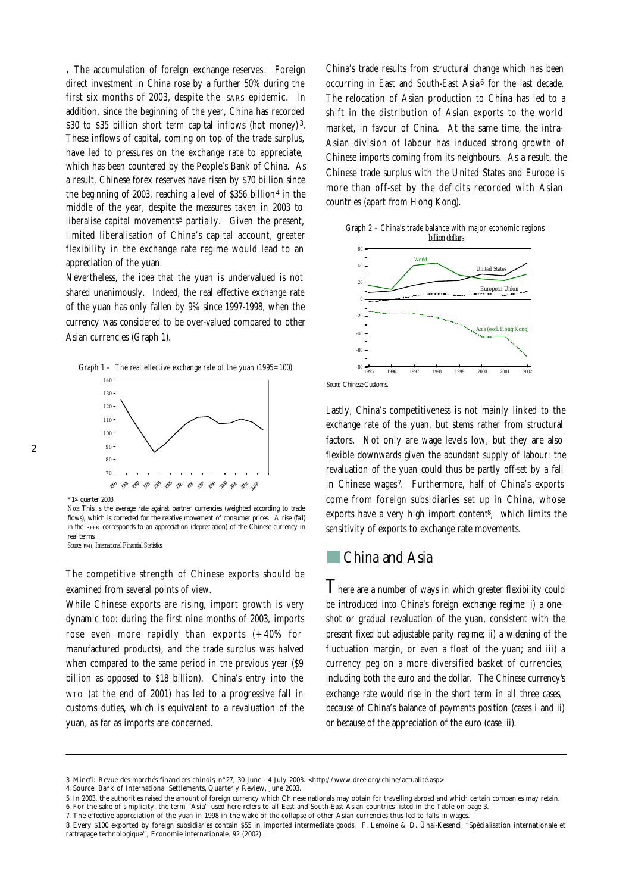**.** The accumulation of foreign exchange reserves. Foreign direct investment in China rose by a further 50% during the first six months of 2003, despite the SARS epidemic. In addition, since the beginning of the year, China has recorded $30 to $35 billion short term capital inflows (hot money)[3]. These inflows of capital, coming on top of the trade surplus, have led to pressures on the exchange rate to appreciate, which has been countered by the People's Bank of China. As a result, Chinese forex reserves have risen by $70 billion since the beginning of 2003, reaching a level of $356 billion[4] in the middle of the year, despite the measures taken in 2003 to liberalise capital movements[5] partially. Given the present, limited liberalisation of China's capital account, greater flexibility in the exchange rate regime would lead to an appreciation of the yuan.

Nevertheless, the idea that the yuan is undervalued is not shared unanimously. Indeed, the real effective exchange rate of the yuan has only fallen by 9% since 1997-1998, when the currency was considered to be over-valued compared to other Asian currencies (Graph 1).

Graph 1 – The real effective exchange rate of the yuan (1995=100)

\* 1st quarter 2003.

*Note:* This is the average rate against partner currencies (weighted according to trade flows), which is corrected for the relative movement of consumer prices. A rise (fall) in the REER corresponds to an appreciation (depreciation) of the Chinese currency in real terms.

*Source:* FMI, International Financial Statistics.

The competitive strength of Chinese exports should be examined from several points of view.

While Chinese exports are rising, import growth is very dynamic too: during the first nine months of 2003, imports rose even more rapidly than exports (+40% for manufactured products), and the trade surplus was halved when compared to the same period in the previous year ($9 billion as opposed to $18 billion). China's entry into the WTO (at the end of 2001) has led to a progressive fall in customs duties, which is equivalent to a revaluation of the yuan, as far as imports are concerned.

China's trade results from structural change which has been occurring in East and South-East Asia[6] for the last decade. The relocation of Asian production to China has led to a shift in the distribution of Asian exports to the world market, in favour of China. At the same time, the intra-Asian division of labour has induced strong growth of Chinese imports coming from its neighbours. As a result, the Chinese trade surplus with the United States and Europe is more than off-set by the deficits recorded with Asian countries (apart from Hong Kong).

Graph 2 – China's trade balance with major economic regions
billion dollars

*Source:* Chinese Customs.

Lastly, China's competitiveness is not mainly linked to the exchange rate of the yuan, but stems rather from structural factors. Not only are wage levels low, but they are also flexible downwards given the abundant supply of labour: the revaluation of the yuan could thus be partly off-set by a fall in Chinese wages[7]. Furthermore, half of China's exports come from foreign subsidiaries set up in China, whose exports have a very high import content[8], which limits the sensitivity of exports to exchange rate movements.

## China and Asia

There are a number of ways in which greater flexibility could be introduced into China's foreign exchange regime: i) a one-shot or gradual revaluation of the yuan, consistent with the present fixed but adjustable parity regime; ii) a widening of the fluctuation margin, or even a float of the yuan; and iii) a currency peg on a more diversified basket of currencies, including both the euro and the dollar. The Chinese currency's exchange rate would rise in the short term in all three cases, because of China's balance of payments position (cases i and ii) or because of the appreciation of the euro (case iii).

---

3. Minefi: Revue des marchés financiers chinois, n°27, 30 June - 4 July 2003. <http://www.dree.org/chine/actualité.asp>
4. Source: Bank of International Settlements, Quarterly Review, June 2003.
5. In 2003, the authorities raised the amount of foreign currency which Chinese nationals may obtain for travelling abroad and which certain companies may retain.
6. For the sake of simplicity, the term "Asia" used here refers to all East and South-East Asian countries listed in the Table on page 3.
7. The effective appreciation of the yuan in 1998 in the wake of the collapse of other Asian currencies thus led to falls in wages.
8. Every $100 exported by foreign subsidiaries contain $55 in imported intermediate goods. F. Lemoine & D. Ünal-Kesenci, "Spécialisation internationale et rattrapage technologique", Economie internationale, 92 (2002).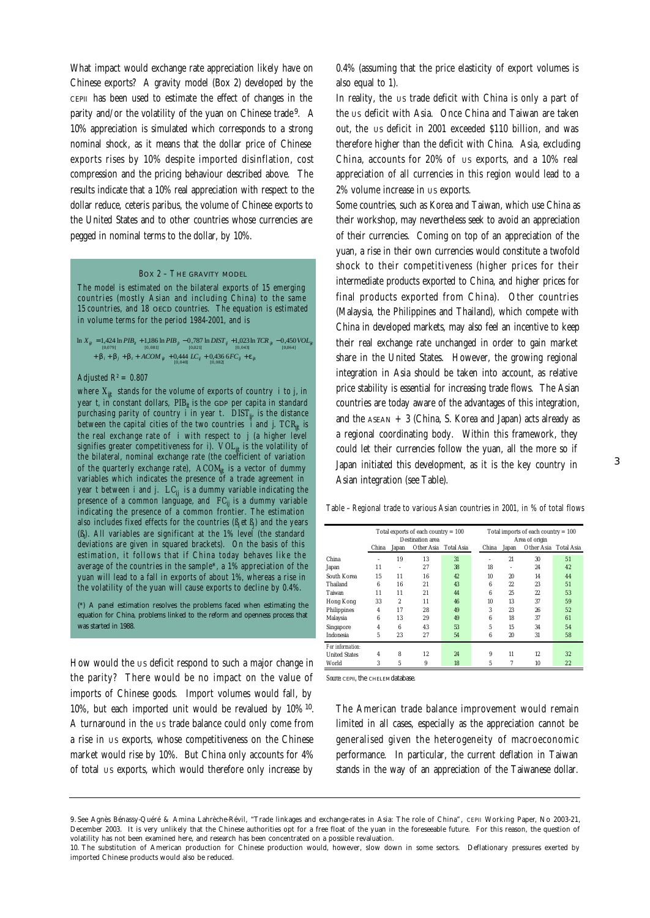What impact would exchange rate appreciation likely have on Chinese exports? A gravity model (Box 2) developed by the CEPII has been used to estimate the effect of changes in the parity and/or the volatility of the yuan on Chinese trade[9]. A 10% appreciation is simulated which corresponds to a strong nominal shock, as it means that the dollar price of Chinese exports rises by 10% despite imported disinflation, cost compression and the pricing behaviour described above. The results indicate that a 10% real appreciation with respect to the dollar reduce, ceteris paribus, the volume of Chinese exports to the United States and to other countries whose currencies are pegged in nominal terms to the dollar, by 10%.

### Box 2 – The gravity model

The model is estimated on the bilateral exports of 15 emerging countries (mostly Asian and including China) to the same 15 countries, and 18 OECD countries. The equation is estimated in volume terms for the period 1984-2001, and is

$$\ln X_{ijt} = \underset{[0,079]}{1{,}424} \ln PIB_{it} + \underset{[0,081]}{1{,}186} \ln PIB_{jt} - \underset{[0,021]}{0{,}787} \ln DIST_{ij} + \underset{[0,043]}{1{,}023} \ln TCR_{ijt} - \underset{[0,064]}{0{,}450} VOL_{ijt} + \beta_i + \beta_j + \beta_t + ACOM_{ijt} + \underset{[0,048]}{0{,}444} LC_{ij} + \underset{[0,082]}{0{,}436} 6FC_{ij} + \varepsilon_{ijt}$$

*Adjusted $R^2$ = 0.807*

where $X_{ijt}$ stands for the volume of exports of country i to j, in year t, in constant dollars, $PIB_{it}$ is the GDP per capita in standard purchasing parity of country i in year t. $DIST_{ij}$ is the distance between the capital cities of the two countries i and j. $TCR_{ijt}$ is the real exchange rate of i with respect to j (a higher level signifies greater competitiveness for i). $VOL_{ijt}$ is the volatility of the bilateral, nominal exchange rate (the coefficient of variation of the quarterly exchange rate), $ACOM_{ijt}$ is a vector of dummy variables which indicates the presence of a trade agreement in year t between i and j. $LC_{ij}$ is a dummy variable indicating the presence of a common language, and $FC_{ij}$ is a dummy variable indicating the presence of a common frontier. The estimation also includes fixed effects for the countries ($\beta_i$ et $\beta_j$) and the years ($\beta_t$). All variables are significant at the 1% level (the standard deviations are given in squared brackets). On the basis of this estimation, it follows that if China today behaves like the average of the countries in the sample*, a 1% appreciation of the yuan will lead to a fall in exports of about 1%, whereas a rise in the volatility of the yuan will cause exports to decline by 0.4%.

(*) A panel estimation resolves the problems faced when estimating the equation for China, problems linked to the reform and openness process that was started in 1988.

How would the US deficit respond to such a major change in the parity? There would be no impact on the value of imports of Chinese goods. Import volumes would fall, by 10%, but each imported unit would be revalued by 10%[10]. A turnaround in the US trade balance could only come from a rise in US exports, whose competitiveness on the Chinese market would rise by 10%. But China only accounts for 4% of total US exports, which would therefore only increase by 0.4% (assuming that the price elasticity of export volumes is also equal to 1).

In reality, the US trade deficit with China is only a part of the US deficit with Asia. Once China and Taiwan are taken out, the US deficit in 2001 exceeded $110 billion, and was therefore higher than the deficit with China. Asia, excluding China, accounts for 20% of US exports, and a 10% real appreciation of all currencies in this region would lead to a 2% volume increase in US exports.

Some countries, such as Korea and Taiwan, which use China as their workshop, may nevertheless seek to avoid an appreciation of their currencies. Coming on top of an appreciation of the yuan, a rise in their own currencies would constitute a twofold shock to their competitiveness (higher prices for their intermediate products exported to China, and higher prices for final products exported from China). Other countries (Malaysia, the Philippines and Thailand), which compete with China in developed markets, may also feel an incentive to keep their real exchange rate unchanged in order to gain market share in the United States. However, the growing regional integration in Asia should be taken into account, as relative price stability is essential for increasing trade flows. The Asian countries are today aware of the advantages of this integration, and the ASEAN + 3 (China, S. Korea and Japan) acts already as a regional coordinating body. Within this framework, they could let their currencies follow the yuan, all the more so if Japan initiated this development, as it is the key country in Asian integration (see Table).

*Table – Regional trade to various Asian countries in 2001, in % of total flows*

| | Total exports of each country = 100 Destination area | | | | Total imports of each country = 100 Area of origin | | | |
|---|---|---|---|---|---|---|---|---|
| | China | Japan | Other Asia | Total Asia | China | Japan | Other Asia | Total Asia |
| China | - | 19 | 13 | 31 | - | 21 | 30 | 51 |
| Japan | 11 | - | 27 | 38 | 18 | - | 24 | 42 |
| South Korea | 15 | 11 | 16 | 42 | 10 | 20 | 14 | 44 |
| Thailand | 6 | 16 | 21 | 43 | 6 | 22 | 23 | 51 |
| Taiwan | 11 | 11 | 21 | 44 | 6 | 25 | 22 | 53 |
| Hong Kong | 33 | 2 | 11 | 46 | 10 | 13 | 37 | 59 |
| Philippines | 4 | 17 | 28 | 49 | 3 | 23 | 26 | 52 |
| Malaysia | 6 | 13 | 29 | 49 | 6 | 18 | 37 | 61 |
| Singapore | 4 | 6 | 43 | 53 | 5 | 15 | 34 | 54 |
| Indonesia | 5 | 23 | 27 | 54 | 6 | 20 | 31 | 58 |
| *For information:* | | | | | | | | |
| United States | 4 | 8 | 12 | 24 | 9 | 11 | 12 | 32 |
| World | 3 | 5 | 9 | 18 | 5 | 7 | 10 | 22 |

*Source:* CEPII, the CHELEM database.

The American trade balance improvement would remain limited in all cases, especially as the appreciation cannot be generalised given the heterogeneity of macroeconomic performance. In particular, the current deflation in Taiwan stands in the way of an appreciation of the Taiwanese dollar.

---

9. See Agnès Bénassy-Quéré & Amina Lahrèche-Révil, "Trade linkages and exchange-rates in Asia: The role of China", CEPII Working Paper, No 2003-21, December 2003. It is very unlikely that the Chinese authorities opt for a free float of the yuan in the foreseeable future. For this reason, the question of volatility has not been examined here, and research has been concentrated on a possible revaluation.

10. The substitution of American production for Chinese production would, however, slow down in some sectors. Deflationary pressures exerted by imported Chinese products would also be reduced.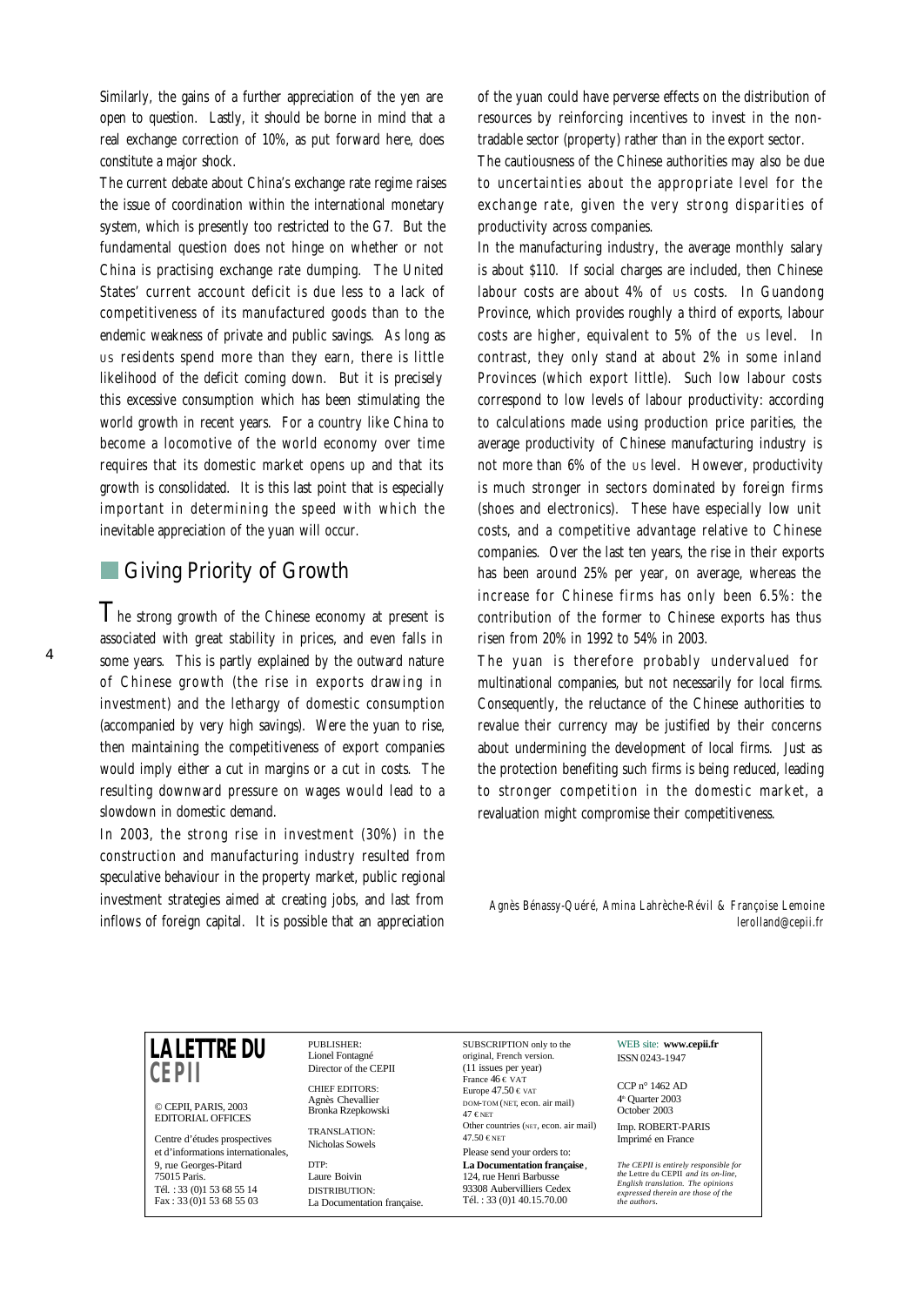Similarly, the gains of a further appreciation of the yen are open to question. Lastly, it should be borne in mind that a real exchange correction of 10%, as put forward here, does constitute a major shock.

The current debate about China's exchange rate regime raises the issue of coordination within the international monetary system, which is presently too restricted to the G7. But the fundamental question does not hinge on whether or not China is practising exchange rate dumping. The United States' current account deficit is due less to a lack of competitiveness of its manufactured goods than to the endemic weakness of private and public savings. As long as US residents spend more than they earn, there is little likelihood of the deficit coming down. But it is precisely this excessive consumption which has been stimulating the world growth in recent years. For a country like China to become a locomotive of the world economy over time requires that its domestic market opens up and that its growth is consolidated. It is this last point that is especially important in determining the speed with which the inevitable appreciation of the yuan will occur.

## Giving Priority of Growth

The strong growth of the Chinese economy at present is associated with great stability in prices, and even falls in some years. This is partly explained by the outward nature of Chinese growth (the rise in exports drawing in investment) and the lethargy of domestic consumption (accompanied by very high savings). Were the yuan to rise, then maintaining the competitiveness of export companies would imply either a cut in margins or a cut in costs. The resulting downward pressure on wages would lead to a slowdown in domestic demand.

In 2003, the strong rise in investment (30%) in the construction and manufacturing industry resulted from speculative behaviour in the property market, public regional investment strategies aimed at creating jobs, and last from inflows of foreign capital. It is possible that an appreciation of the yuan could have perverse effects on the distribution of resources by reinforcing incentives to invest in the non-tradable sector (property) rather than in the export sector.

The cautiousness of the Chinese authorities may also be due to uncertainties about the appropriate level for the exchange rate, given the very strong disparities of productivity across companies.

In the manufacturing industry, the average monthly salary is about $110. If social charges are included, then Chinese labour costs are about 4% of US costs. In Guandong Province, which provides roughly a third of exports, labour costs are higher, equivalent to 5% of the US level. In contrast, they only stand at about 2% in some inland Provinces (which export little). Such low labour costs correspond to low levels of labour productivity: according to calculations made using production price parities, the average productivity of Chinese manufacturing industry is not more than 6% of the US level. However, productivity is much stronger in sectors dominated by foreign firms (shoes and electronics). These have especially low unit costs, and a competitive advantage relative to Chinese companies. Over the last ten years, the rise in their exports has been around 25% per year, on average, whereas the increase for Chinese firms has only been 6.5%: the contribution of the former to Chinese exports has thus risen from 20% in 1992 to 54% in 2003.

The yuan is therefore probably undervalued for multinational companies, but not necessarily for local firms. Consequently, the reluctance of the Chinese authorities to revalue their currency may be justified by their concerns about undermining the development of local firms. Just as the protection benefiting such firms is being reduced, leading to stronger competition in the domestic market, a revaluation might compromise their competitiveness.

*Agnès Bénassy-Quéré, Amina Lahrèche-Révil & Françoise Lemoine*
*lerolland@cepii.fr*

---

**LA LETTRE DU CEPII**

© CEPII, PARIS, 2003
EDITORIAL OFFICES

Centre d'études prospectives et d'informations internationales,
9, rue Georges-Pitard
75015 Paris.
Tél. : 33 (0)1 53 68 55 14
Fax : 33 (0)1 53 68 55 03

PUBLISHER:
Lionel Fontagné
Director of the CEPII

CHIEF EDITORS:
Agnès Chevallier
Bronka Rzepkowski

TRANSLATION:
Nicholas Sowels

DTP:
Laure Boivin

DISTRIBUTION:
La Documentation française.

SUBSCRIPTION only to the original, French version.
(11 issues per year)
France 46 € VAT
Europe 47.50 € VAT
DOM-TOM (NET, econ. air mail) 47 € NET
Other countries (NET, econ. air mail) 47.50 € NET

Please send your orders to:
**La Documentation française**,
124, rue Henri Barbusse
93308 Aubervilliers Cedex
Tél. : 33 (0)1 40.15.70.00

WEB site: **www.cepii.fr**
ISSN 0243-1947

CCP n° 1462 AD
4e Quarter 2003
October 2003

Imp. ROBERT-PARIS
Imprimé en France

*The CEPII is entirely responsible for the Lettre du CEPII and its on-line, English translation. The opinions expressed therein are those of the the authors.*